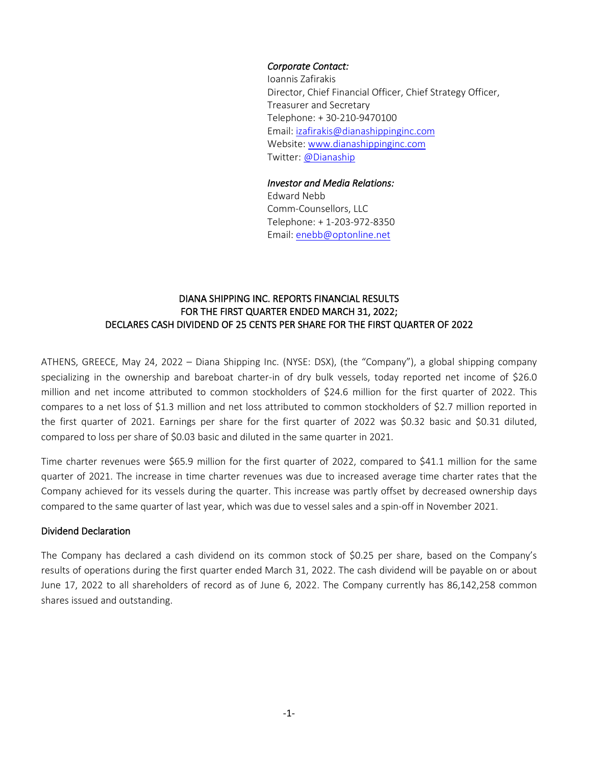*Corporate Contact:*
Ioannis Zafirakis
Director, Chief Financial Officer, Chief Strategy Officer, Treasurer and Secretary
Telephone: + 30-210-9470100
Email: izafirakis@dianashippinginc.com
Website: www.dianashippinginc.com
Twitter: @Dianaship

*Investor and Media Relations:*
Edward Nebb
Comm-Counsellors, LLC
Telephone: + 1-203-972-8350
Email: enebb@optonline.net

# DIANA SHIPPING INC. REPORTS FINANCIAL RESULTS FOR THE FIRST QUARTER ENDED MARCH 31, 2022; DECLARES CASH DIVIDEND OF 25 CENTS PER SHARE FOR THE FIRST QUARTER OF 2022

ATHENS, GREECE, May 24, 2022 – Diana Shipping Inc. (NYSE: DSX), (the "Company"), a global shipping company specializing in the ownership and bareboat charter-in of dry bulk vessels, today reported net income of $26.0 million and net income attributed to common stockholders of $24.6 million for the first quarter of 2022. This compares to a net loss of $1.3 million and net loss attributed to common stockholders of $2.7 million reported in the first quarter of 2021. Earnings per share for the first quarter of 2022 was $0.32 basic and $0.31 diluted, compared to loss per share of $0.03 basic and diluted in the same quarter in 2021.

Time charter revenues were $65.9 million for the first quarter of 2022, compared to $41.1 million for the same quarter of 2021. The increase in time charter revenues was due to increased average time charter rates that the Company achieved for its vessels during the quarter. This increase was partly offset by decreased ownership days compared to the same quarter of last year, which was due to vessel sales and a spin-off in November 2021.

## Dividend Declaration

The Company has declared a cash dividend on its common stock of $0.25 per share, based on the Company's results of operations during the first quarter ended March 31, 2022. The cash dividend will be payable on or about June 17, 2022 to all shareholders of record as of June 6, 2022. The Company currently has 86,142,258 common shares issued and outstanding.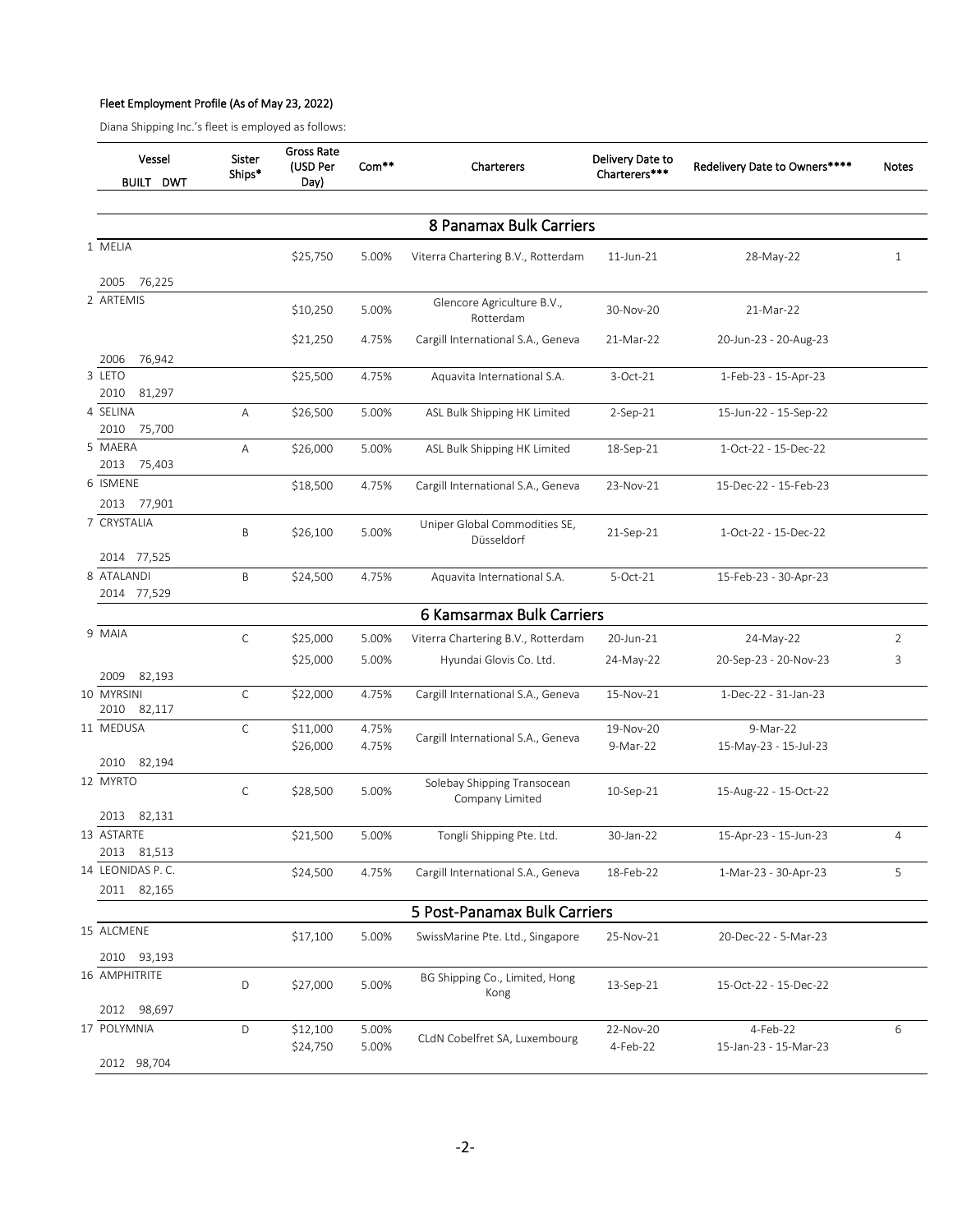Fleet Employment Profile (As of May 23, 2022)

Diana Shipping Inc.'s fleet is employed as follows:

| Vessel<br>BUILT DWT | Sister Ships* | Gross Rate (USD Per Day) | Com** | Charterers | Delivery Date to Charterers*** | Redelivery Date to Owners**** | Notes |
|---|---|---|---|---|---|---|---|
| **8 Panamax Bulk Carriers** | | | | | | | |
| 1 MELIA<br>2005 76,225 | | $25,750 | 5.00% | Viterra Chartering B.V., Rotterdam | 11-Jun-21 | 28-May-22 | 1 |
| 2 ARTEMIS<br>2006 76,942 | | $10,250 | 5.00% | Glencore Agriculture B.V., Rotterdam | 30-Nov-20 | 21-Mar-22 | |
| | | $21,250 | 4.75% | Cargill International S.A., Geneva | 21-Mar-22 | 20-Jun-23 - 20-Aug-23 | |
| 3 LETO<br>2010 81,297 | | $25,500 | 4.75% | Aquavita International S.A. | 3-Oct-21 | 1-Feb-23 - 15-Apr-23 | |
| 4 SELINA<br>2010 75,700 | A | $26,500 | 5.00% | ASL Bulk Shipping HK Limited | 2-Sep-21 | 15-Jun-22 - 15-Sep-22 | |
| 5 MAERA<br>2013 75,403 | A | $26,000 | 5.00% | ASL Bulk Shipping HK Limited | 18-Sep-21 | 1-Oct-22 - 15-Dec-22 | |
| 6 ISMENE<br>2013 77,901 | | $18,500 | 4.75% | Cargill International S.A., Geneva | 23-Nov-21 | 15-Dec-22 - 15-Feb-23 | |
| 7 CRYSTALIA<br>2014 77,525 | B | $26,100 | 5.00% | Uniper Global Commodities SE, Düsseldorf | 21-Sep-21 | 1-Oct-22 - 15-Dec-22 | |
| 8 ATALANDI<br>2014 77,529 | B | $24,500 | 4.75% | Aquavita International S.A. | 5-Oct-21 | 15-Feb-23 - 30-Apr-23 | |
| **6 Kamsarmax Bulk Carriers** | | | | | | | |
| 9 MAIA<br>2009 82,193 | C | $25,000 | 5.00% | Viterra Chartering B.V., Rotterdam | 20-Jun-21 | 24-May-22 | 2 |
| | | $25,000 | 5.00% | Hyundai Glovis Co. Ltd. | 24-May-22 | 20-Sep-23 - 20-Nov-23 | 3 |
| 10 MYRSINI<br>2010 82,117 | C | $22,000 | 4.75% | Cargill International S.A., Geneva | 15-Nov-21 | 1-Dec-22 - 31-Jan-23 | |
| 11 MEDUSA<br>2010 82,194 | C | $11,000 | 4.75% | Cargill International S.A., Geneva | 19-Nov-20 | 9-Mar-22 | |
| | | $26,000 | 4.75% | | 9-Mar-22 | 15-May-23 - 15-Jul-23 | |
| 12 MYRTO<br>2013 82,131 | C | $28,500 | 5.00% | Solebay Shipping Transocean Company Limited | 10-Sep-21 | 15-Aug-22 - 15-Oct-22 | |
| 13 ASTARTE<br>2013 81,513 | | $21,500 | 5.00% | Tongli Shipping Pte. Ltd. | 30-Jan-22 | 15-Apr-23 - 15-Jun-23 | 4 |
| 14 LEONIDAS P. C.<br>2011 82,165 | | $24,500 | 4.75% | Cargill International S.A., Geneva | 18-Feb-22 | 1-Mar-23 - 30-Apr-23 | 5 |
| **5 Post-Panamax Bulk Carriers** | | | | | | | |
| 15 ALCMENE<br>2010 93,193 | | $17,100 | 5.00% | SwissMarine Pte. Ltd., Singapore | 25-Nov-21 | 20-Dec-22 - 5-Mar-23 | |
| 16 AMPHITRITE<br>2012 98,697 | D | $27,000 | 5.00% | BG Shipping Co., Limited, Hong Kong | 13-Sep-21 | 15-Oct-22 - 15-Dec-22 | |
| 17 POLYMNIA<br>2012 98,704 | D | $12,100 | 5.00% | CLdN Cobelfret SA, Luxembourg | 22-Nov-20 | 4-Feb-22 | 6 |
| | | $24,750 | 5.00% | | 4-Feb-22 | 15-Jan-23 - 15-Mar-23 | |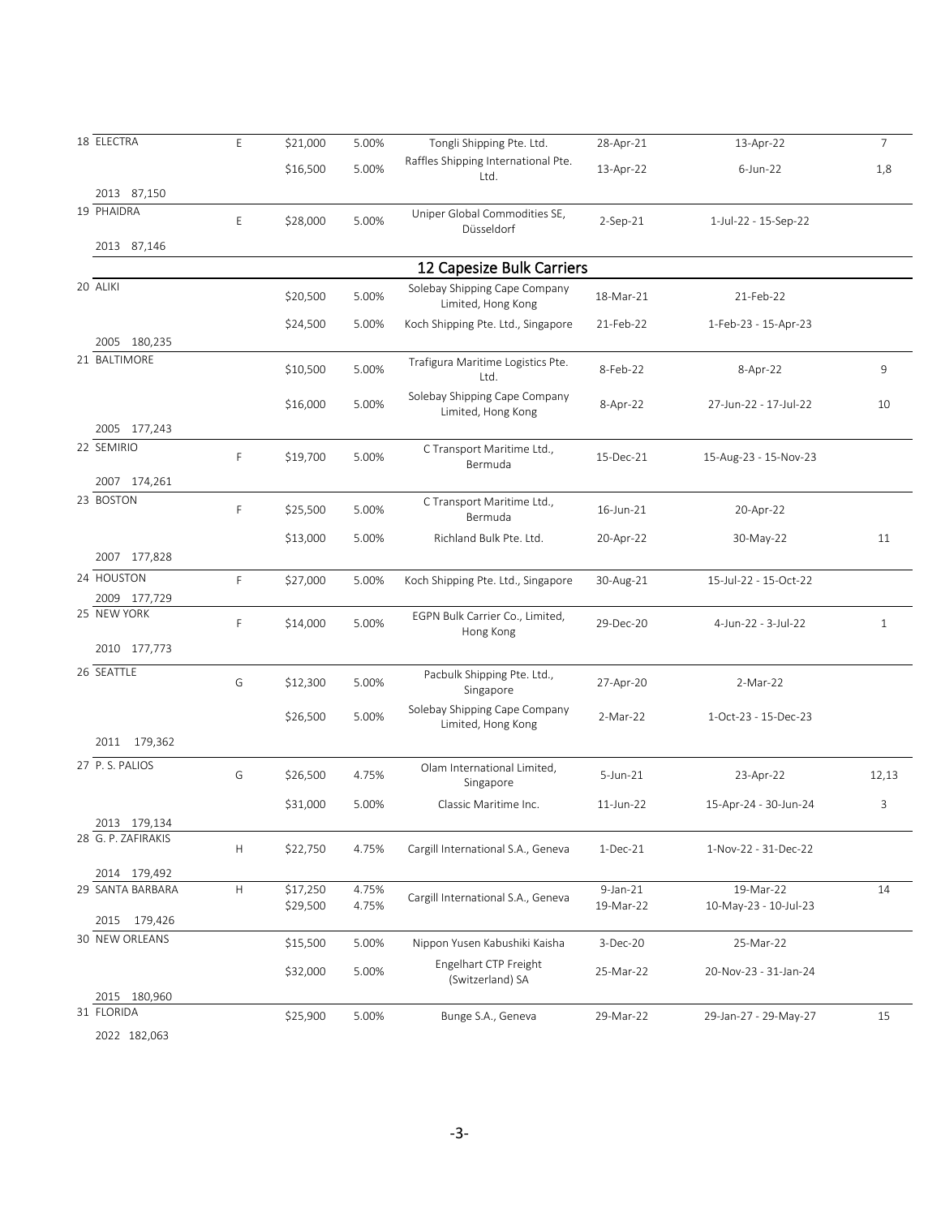| Vessel | Sister Ships | Gross Charter Rate | Com | Charterer | Delivery Date to Charterer | Redelivery Date to Owners | Notes |
|---|---|---|---|---|---|---|---|
| 18 ELECTRA | E | $21,000 | 5.00% | Tongli Shipping Pte. Ltd. | 28-Apr-21 | 13-Apr-22 | 7 |
| | | $16,500 | 5.00% | Raffles Shipping International Pte. Ltd. | 13-Apr-22 | 6-Jun-22 | 1,8 |
| 2013 87,150 | | | | | | | |
| 19 PHAIDRA | E | $28,000 | 5.00% | Uniper Global Commodities SE, Düsseldorf | 2-Sep-21 | 1-Jul-22 - 15-Sep-22 | |
| 2013 87,146 | | | | | | | |
| **12 Capesize Bulk Carriers** | | | | | | | |
| 20 ALIKI | | $20,500 | 5.00% | Solebay Shipping Cape Company Limited, Hong Kong | 18-Mar-21 | 21-Feb-22 | |
| | | $24,500 | 5.00% | Koch Shipping Pte. Ltd., Singapore | 21-Feb-22 | 1-Feb-23 - 15-Apr-23 | |
| 2005 180,235 | | | | | | | |
| 21 BALTIMORE | | $10,500 | 5.00% | Trafigura Maritime Logistics Pte. Ltd. | 8-Feb-22 | 8-Apr-22 | 9 |
| | | $16,000 | 5.00% | Solebay Shipping Cape Company Limited, Hong Kong | 8-Apr-22 | 27-Jun-22 - 17-Jul-22 | 10 |
| 2005 177,243 | | | | | | | |
| 22 SEMIRIO | F | $19,700 | 5.00% | C Transport Maritime Ltd., Bermuda | 15-Dec-21 | 15-Aug-23 - 15-Nov-23 | |
| 2007 174,261 | | | | | | | |
| 23 BOSTON | F | $25,500 | 5.00% | C Transport Maritime Ltd., Bermuda | 16-Jun-21 | 20-Apr-22 | |
| | | $13,000 | 5.00% | Richland Bulk Pte. Ltd. | 20-Apr-22 | 30-May-22 | 11 |
| 2007 177,828 | | | | | | | |
| 24 HOUSTON | F | $27,000 | 5.00% | Koch Shipping Pte. Ltd., Singapore | 30-Aug-21 | 15-Jul-22 - 15-Oct-22 | |
| 2009 177,729 | | | | | | | |
| 25 NEW YORK | F | $14,000 | 5.00% | EGPN Bulk Carrier Co., Limited, Hong Kong | 29-Dec-20 | 4-Jun-22 - 3-Jul-22 | 1 |
| 2010 177,773 | | | | | | | |
| 26 SEATTLE | G | $12,300 | 5.00% | Pacbulk Shipping Pte. Ltd., Singapore | 27-Apr-20 | 2-Mar-22 | |
| | | $26,500 | 5.00% | Solebay Shipping Cape Company Limited, Hong Kong | 2-Mar-22 | 1-Oct-23 - 15-Dec-23 | |
| 2011 179,362 | | | | | | | |
| 27 P. S. PALIOS | G | $26,500 | 4.75% | Olam International Limited, Singapore | 5-Jun-21 | 23-Apr-22 | 12,13 |
| | | $31,000 | 5.00% | Classic Maritime Inc. | 11-Jun-22 | 15-Apr-24 - 30-Jun-24 | 3 |
| 2013 179,134 | | | | | | | |
| 28 G. P. ZAFIRAKIS | H | $22,750 | 4.75% | Cargill International S.A., Geneva | 1-Dec-21 | 1-Nov-22 - 31-Dec-22 | |
| 2014 179,492 | | | | | | | |
| 29 SANTA BARBARA | H | $17,250 | 4.75% | Cargill International S.A., Geneva | 9-Jan-21 | 19-Mar-22 | 14 |
| | | $29,500 | 4.75% | | 19-Mar-22 | 10-May-23 - 10-Jul-23 | |
| 2015 179,426 | | | | | | | |
| 30 NEW ORLEANS | | $15,500 | 5.00% | Nippon Yusen Kabushiki Kaisha | 3-Dec-20 | 25-Mar-22 | |
| | | $32,000 | 5.00% | Engelhart CTP Freight (Switzerland) SA | 25-Mar-22 | 20-Nov-23 - 31-Jan-24 | |
| 2015 180,960 | | | | | | | |
| 31 FLORIDA | | $25,900 | 5.00% | Bunge S.A., Geneva | 29-Mar-22 | 29-Jan-27 - 29-May-27 | 15 |
| 2022 182,063 | | | | | | | |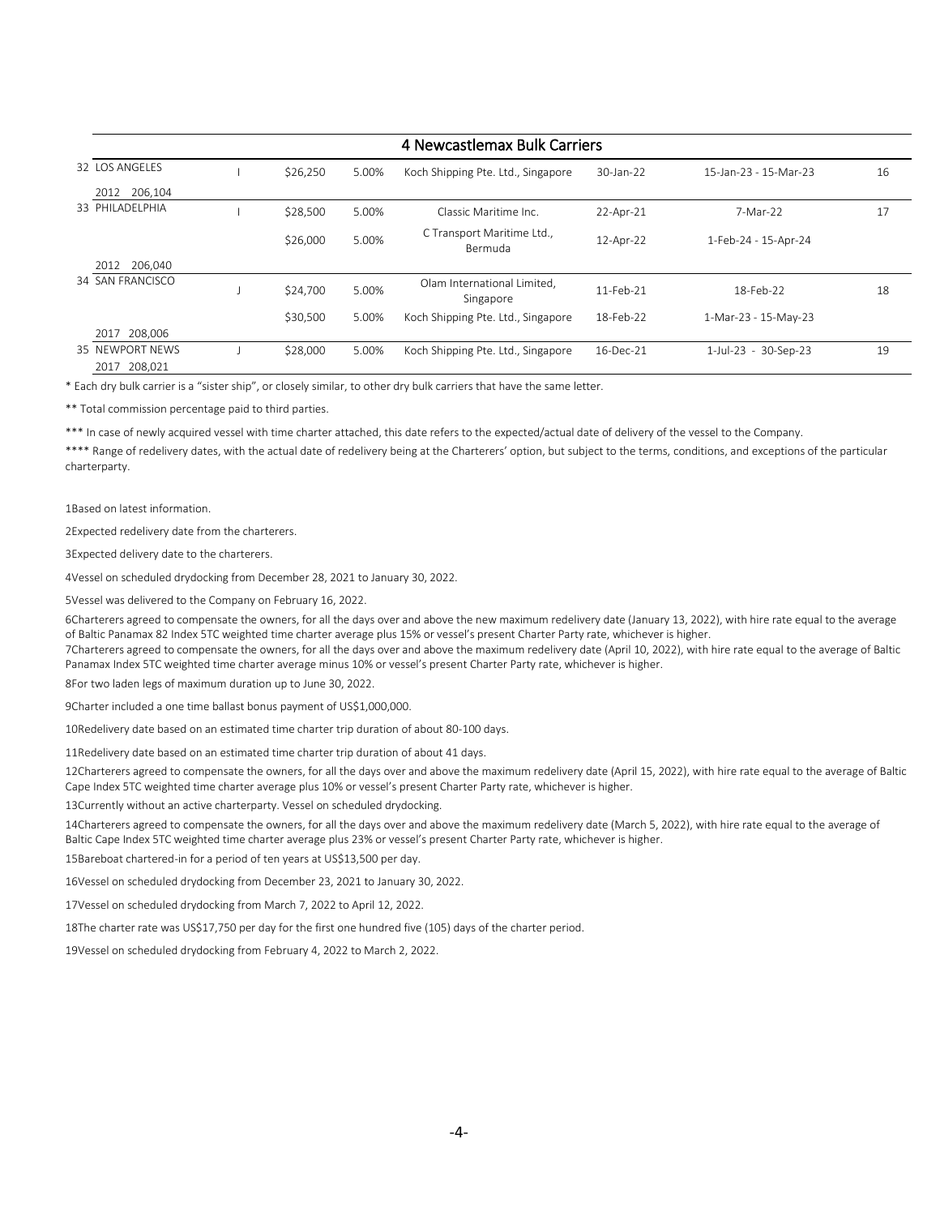| | | | | | | | |
|---|---|---|---|---|---|---|---|
| **4 Newcastlemax Bulk Carriers** | | | | | | | |
| 32 LOS ANGELES | I | $26,250 | 5.00% | Koch Shipping Pte. Ltd., Singapore | 30-Jan-22 | 15-Jan-23 - 15-Mar-23 | 16 |
| 2012 206,104 | | | | | | | |
| 33 PHILADELPHIA | I | $28,500 | 5.00% | Classic Maritime Inc. | 22-Apr-21 | 7-Mar-22 | 17 |
| | | $26,000 | 5.00% | C Transport Maritime Ltd., Bermuda | 12-Apr-22 | 1-Feb-24 - 15-Apr-24 | |
| 2012 206,040 | | | | | | | |
| 34 SAN FRANCISCO | J | $24,700 | 5.00% | Olam International Limited, Singapore | 11-Feb-21 | 18-Feb-22 | 18 |
| | | $30,500 | 5.00% | Koch Shipping Pte. Ltd., Singapore | 18-Feb-22 | 1-Mar-23 - 15-May-23 | |
| 2017 208,006 | | | | | | | |
| 35 NEWPORT NEWS | J | $28,000 | 5.00% | Koch Shipping Pte. Ltd., Singapore | 16-Dec-21 | 1-Jul-23 - 30-Sep-23 | 19 |
| 2017 208,021 | | | | | | | |

* Each dry bulk carrier is a "sister ship", or closely similar, to other dry bulk carriers that have the same letter.

** Total commission percentage paid to third parties.

*** In case of newly acquired vessel with time charter attached, this date refers to the expected/actual date of delivery of the vessel to the Company.

**** Range of redelivery dates, with the actual date of redelivery being at the Charterers' option, but subject to the terms, conditions, and exceptions of the particular charterparty.

1Based on latest information.

2Expected redelivery date from the charterers.

3Expected delivery date to the charterers.

4Vessel on scheduled drydocking from December 28, 2021 to January 30, 2022.

5Vessel was delivered to the Company on February 16, 2022.

6Charterers agreed to compensate the owners, for all the days over and above the new maximum redelivery date (January 13, 2022), with hire rate equal to the average of Baltic Panamax 82 Index 5TC weighted time charter average plus 15% or vessel's present Charter Party rate, whichever is higher.

7Charterers agreed to compensate the owners, for all the days over and above the maximum redelivery date (April 10, 2022), with hire rate equal to the average of Baltic Panamax Index 5TC weighted time charter average minus 10% or vessel's present Charter Party rate, whichever is higher.

8For two laden legs of maximum duration up to June 30, 2022.

9Charter included a one time ballast bonus payment of US$1,000,000.

10Redelivery date based on an estimated time charter trip duration of about 80-100 days.

11Redelivery date based on an estimated time charter trip duration of about 41 days.

12Charterers agreed to compensate the owners, for all the days over and above the maximum redelivery date (April 15, 2022), with hire rate equal to the average of Baltic Cape Index 5TC weighted time charter average plus 10% or vessel's present Charter Party rate, whichever is higher.

13Currently without an active charterparty. Vessel on scheduled drydocking.

14Charterers agreed to compensate the owners, for all the days over and above the maximum redelivery date (March 5, 2022), with hire rate equal to the average of Baltic Cape Index 5TC weighted time charter average plus 23% or vessel's present Charter Party rate, whichever is higher.

15Bareboat chartered-in for a period of ten years at US$13,500 per day.

16Vessel on scheduled drydocking from December 23, 2021 to January 30, 2022.

17Vessel on scheduled drydocking from March 7, 2022 to April 12, 2022.

18The charter rate was US$17,750 per day for the first one hundred five (105) days of the charter period.

19Vessel on scheduled drydocking from February 4, 2022 to March 2, 2022.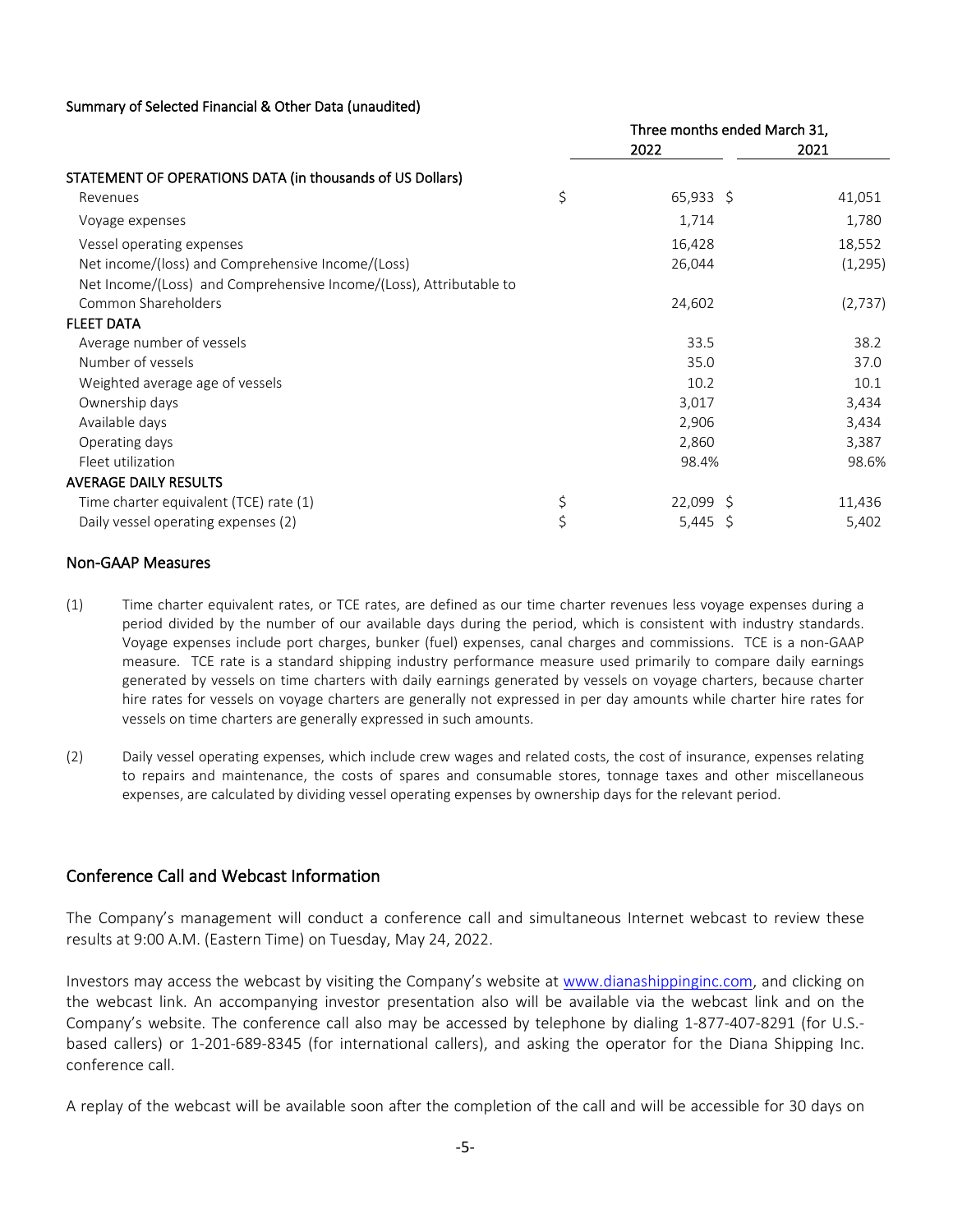Summary of Selected Financial & Other Data (unaudited)

| | Three months ended March 31, | |
|---|---|---|
| | 2022 | 2021 |
| **STATEMENT OF OPERATIONS DATA (in thousands of US Dollars)** | | |
| Revenues | $ 65,933 | $ 41,051 |
| Voyage expenses | 1,714 | 1,780 |
| Vessel operating expenses | 16,428 | 18,552 |
| Net income/(loss) and Comprehensive Income/(Loss) | 26,044 | (1,295) |
| Net Income/(Loss) and Comprehensive Income/(Loss), Attributable to Common Shareholders | 24,602 | (2,737) |
| **FLEET DATA** | | |
| Average number of vessels | 33.5 | 38.2 |
| Number of vessels | 35.0 | 37.0 |
| Weighted average age of vessels | 10.2 | 10.1 |
| Ownership days | 3,017 | 3,434 |
| Available days | 2,906 | 3,434 |
| Operating days | 2,860 | 3,387 |
| Fleet utilization | 98.4% | 98.6% |
| **AVERAGE DAILY RESULTS** | | |
| Time charter equivalent (TCE) rate (1) | $ 22,099 | $ 11,436 |
| Daily vessel operating expenses (2) | $ 5,445 | $ 5,402 |

## Non-GAAP Measures

(1) Time charter equivalent rates, or TCE rates, are defined as our time charter revenues less voyage expenses during a period divided by the number of our available days during the period, which is consistent with industry standards. Voyage expenses include port charges, bunker (fuel) expenses, canal charges and commissions. TCE is a non-GAAP measure. TCE rate is a standard shipping industry performance measure used primarily to compare daily earnings generated by vessels on time charters with daily earnings generated by vessels on voyage charters, because charter hire rates for vessels on voyage charters are generally not expressed in per day amounts while charter hire rates for vessels on time charters are generally expressed in such amounts.

(2) Daily vessel operating expenses, which include crew wages and related costs, the cost of insurance, expenses relating to repairs and maintenance, the costs of spares and consumable stores, tonnage taxes and other miscellaneous expenses, are calculated by dividing vessel operating expenses by ownership days for the relevant period.

## Conference Call and Webcast Information

The Company's management will conduct a conference call and simultaneous Internet webcast to review these results at 9:00 A.M. (Eastern Time) on Tuesday, May 24, 2022.

Investors may access the webcast by visiting the Company's website at www.dianashippinginc.com, and clicking on the webcast link. An accompanying investor presentation also will be available via the webcast link and on the Company's website. The conference call also may be accessed by telephone by dialing 1-877-407-8291 (for U.S.-based callers) or 1-201-689-8345 (for international callers), and asking the operator for the Diana Shipping Inc. conference call.

A replay of the webcast will be available soon after the completion of the call and will be accessible for 30 days on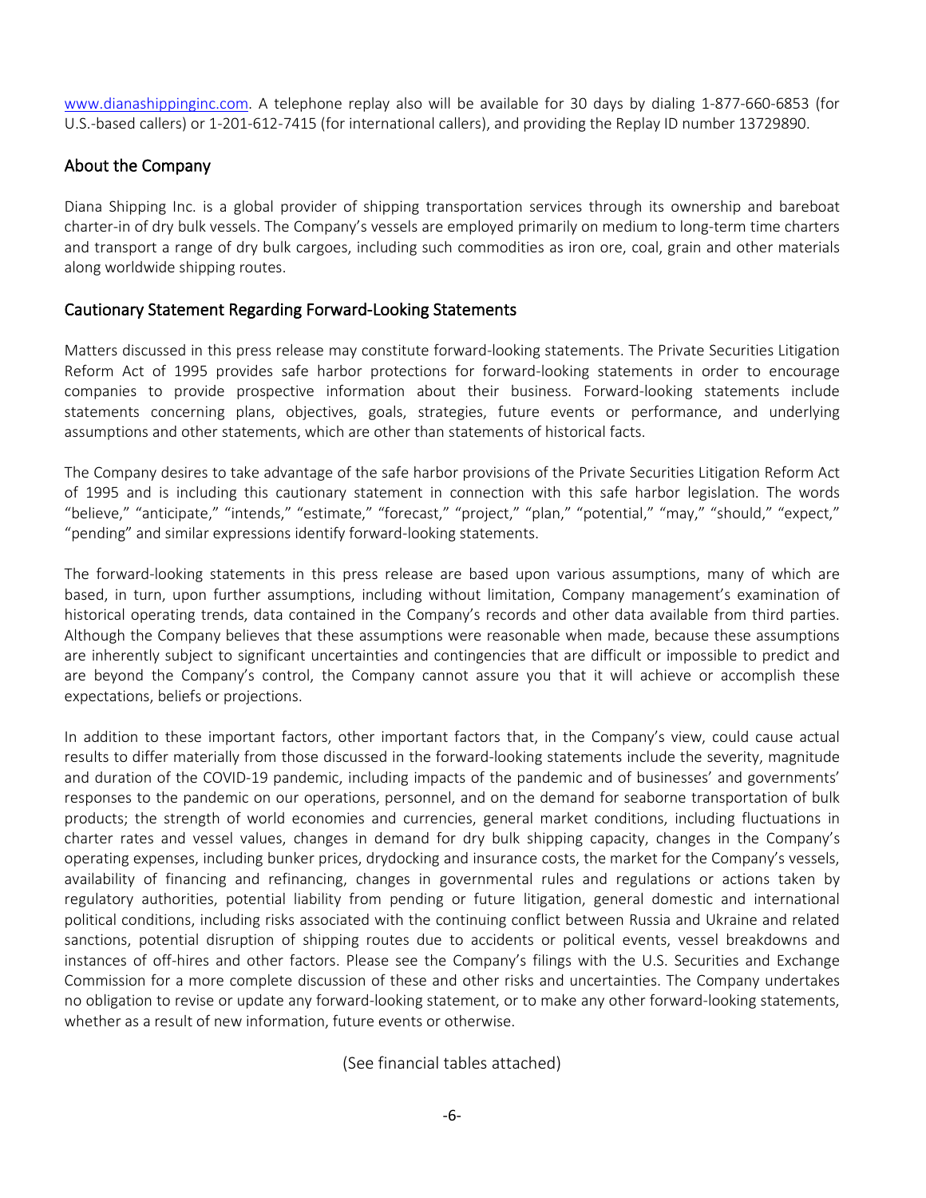www.dianashippinginc.com. A telephone replay also will be available for 30 days by dialing 1-877-660-6853 (for U.S.-based callers) or 1-201-612-7415 (for international callers), and providing the Replay ID number 13729890.

## About the Company

Diana Shipping Inc. is a global provider of shipping transportation services through its ownership and bareboat charter-in of dry bulk vessels. The Company's vessels are employed primarily on medium to long-term time charters and transport a range of dry bulk cargoes, including such commodities as iron ore, coal, grain and other materials along worldwide shipping routes.

## Cautionary Statement Regarding Forward-Looking Statements

Matters discussed in this press release may constitute forward-looking statements. The Private Securities Litigation Reform Act of 1995 provides safe harbor protections for forward-looking statements in order to encourage companies to provide prospective information about their business. Forward-looking statements include statements concerning plans, objectives, goals, strategies, future events or performance, and underlying assumptions and other statements, which are other than statements of historical facts.

The Company desires to take advantage of the safe harbor provisions of the Private Securities Litigation Reform Act of 1995 and is including this cautionary statement in connection with this safe harbor legislation. The words "believe," "anticipate," "intends," "estimate," "forecast," "project," "plan," "potential," "may," "should," "expect," "pending" and similar expressions identify forward-looking statements.

The forward-looking statements in this press release are based upon various assumptions, many of which are based, in turn, upon further assumptions, including without limitation, Company management's examination of historical operating trends, data contained in the Company's records and other data available from third parties. Although the Company believes that these assumptions were reasonable when made, because these assumptions are inherently subject to significant uncertainties and contingencies that are difficult or impossible to predict and are beyond the Company's control, the Company cannot assure you that it will achieve or accomplish these expectations, beliefs or projections.

In addition to these important factors, other important factors that, in the Company's view, could cause actual results to differ materially from those discussed in the forward-looking statements include the severity, magnitude and duration of the COVID-19 pandemic, including impacts of the pandemic and of businesses' and governments' responses to the pandemic on our operations, personnel, and on the demand for seaborne transportation of bulk products; the strength of world economies and currencies, general market conditions, including fluctuations in charter rates and vessel values, changes in demand for dry bulk shipping capacity, changes in the Company's operating expenses, including bunker prices, drydocking and insurance costs, the market for the Company's vessels, availability of financing and refinancing, changes in governmental rules and regulations or actions taken by regulatory authorities, potential liability from pending or future litigation, general domestic and international political conditions, including risks associated with the continuing conflict between Russia and Ukraine and related sanctions, potential disruption of shipping routes due to accidents or political events, vessel breakdowns and instances of off-hires and other factors. Please see the Company's filings with the U.S. Securities and Exchange Commission for a more complete discussion of these and other risks and uncertainties. The Company undertakes no obligation to revise or update any forward-looking statement, or to make any other forward-looking statements, whether as a result of new information, future events or otherwise.

(See financial tables attached)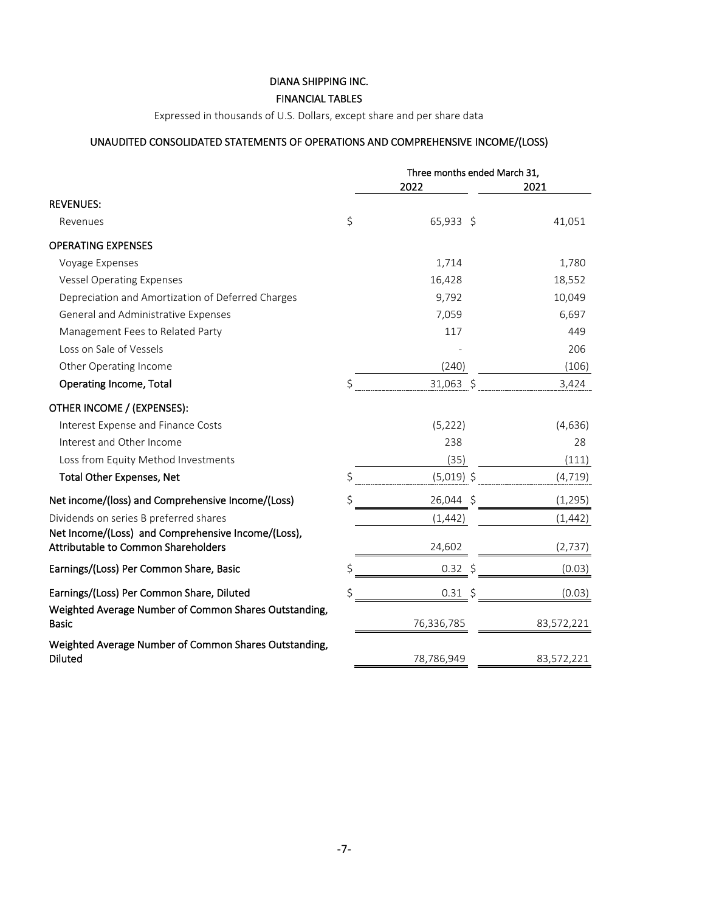DIANA SHIPPING INC.

FINANCIAL TABLES

Expressed in thousands of U.S. Dollars, except share and per share data

## UNAUDITED CONSOLIDATED STATEMENTS OF OPERATIONS AND COMPREHENSIVE INCOME/(LOSS)

| | Three months ended March 31, | |
|---|---|---|
| | 2022 | 2021 |
| **REVENUES:** | | |
| Revenues | $ 65,933 | $ 41,051 |
| **OPERATING EXPENSES** | | |
| Voyage Expenses | 1,714 | 1,780 |
| Vessel Operating Expenses | 16,428 | 18,552 |
| Depreciation and Amortization of Deferred Charges | 9,792 | 10,049 |
| General and Administrative Expenses | 7,059 | 6,697 |
| Management Fees to Related Party | 117 | 449 |
| Loss on Sale of Vessels | - | 206 |
| Other Operating Income | (240) | (106) |
| **Operating Income, Total** | $ 31,063 | $ 3,424 |
| **OTHER INCOME / (EXPENSES):** | | |
| Interest Expense and Finance Costs | (5,222) | (4,636) |
| Interest and Other Income | 238 | 28 |
| Loss from Equity Method Investments | (35) | (111) |
| **Total Other Expenses, Net** | $ (5,019) | $ (4,719) |
| **Net income/(loss) and Comprehensive Income/(Loss)** | $ 26,044 | $ (1,295) |
| Dividends on series B preferred shares | (1,442) | (1,442) |
| **Net Income/(Loss) and Comprehensive Income/(Loss), Attributable to Common Shareholders** | 24,602 | (2,737) |
| **Earnings/(Loss) Per Common Share, Basic** | $ 0.32 | $ (0.03) |
| **Earnings/(Loss) Per Common Share, Diluted** | $ 0.31 | $ (0.03) |
| **Weighted Average Number of Common Shares Outstanding, Basic** | 76,336,785 | 83,572,221 |
| **Weighted Average Number of Common Shares Outstanding, Diluted** | 78,786,949 | 83,572,221 |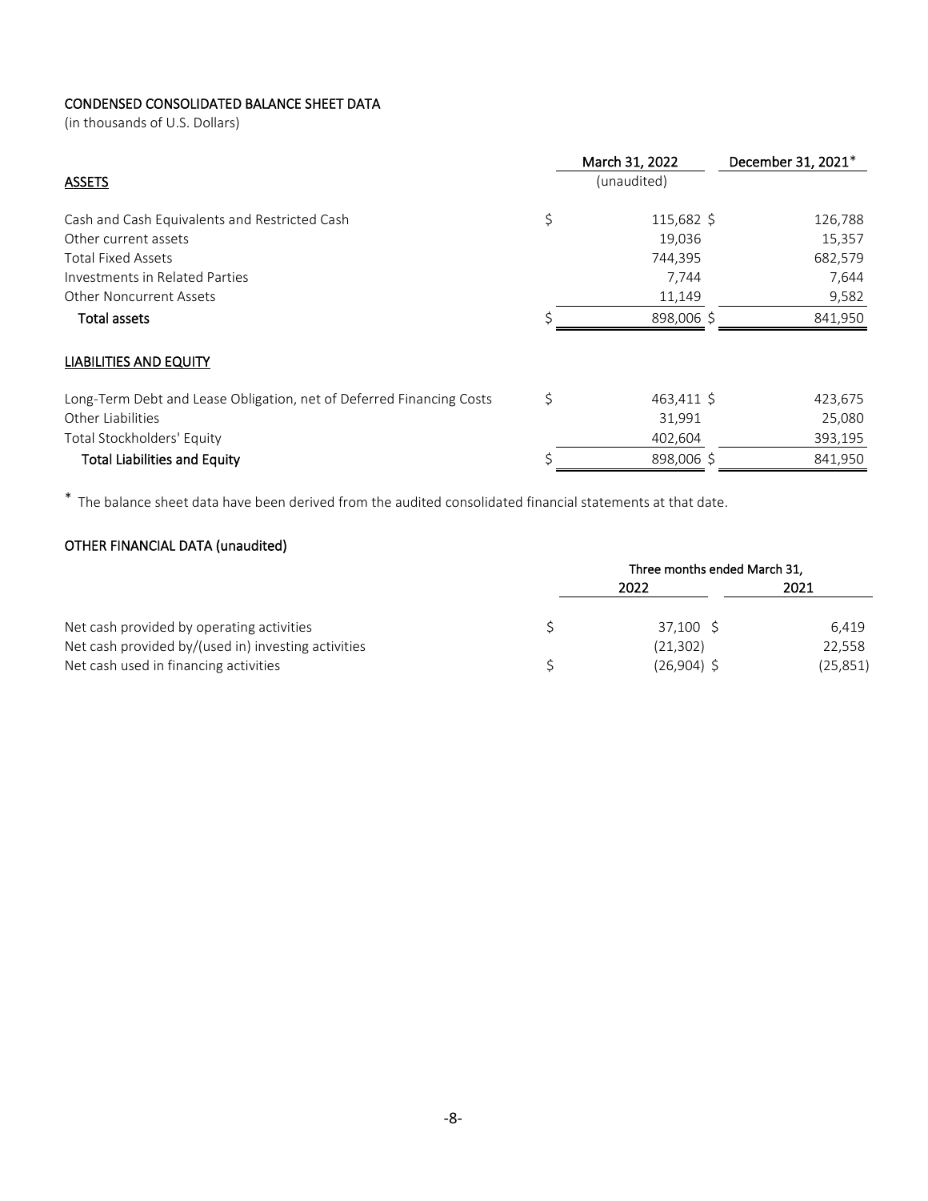CONDENSED CONSOLIDATED BALANCE SHEET DATA

(in thousands of U.S. Dollars)

| | March 31, 2022 | December 31, 2021* |
|---|---|---|
| **ASSETS** | (unaudited) | |
| Cash and Cash Equivalents and Restricted Cash | $ 115,682 | $ 126,788 |
| Other current assets | 19,036 | 15,357 |
| Total Fixed Assets | 744,395 | 682,579 |
| Investments in Related Parties | 7,744 | 7,644 |
| Other Noncurrent Assets | 11,149 | 9,582 |
| **Total assets** | $ 898,006 | $ 841,950 |
| **LIABILITIES AND EQUITY** | | |
| Long-Term Debt and Lease Obligation, net of Deferred Financing Costs | $ 463,411 | $ 423,675 |
| Other Liabilities | 31,991 | 25,080 |
| Total Stockholders' Equity | 402,604 | 393,195 |
| **Total Liabilities and Equity** | $ 898,006 | $ 841,950 |

* The balance sheet data have been derived from the audited consolidated financial statements at that date.

OTHER FINANCIAL DATA (unaudited)

| | Three months ended March 31, | |
|---|---|---|
| | 2022 | 2021 |
| Net cash provided by operating activities | $ 37,100 | $ 6,419 |
| Net cash provided by/(used in) investing activities | (21,302) | 22,558 |
| Net cash used in financing activities | $ (26,904) | $ (25,851) |